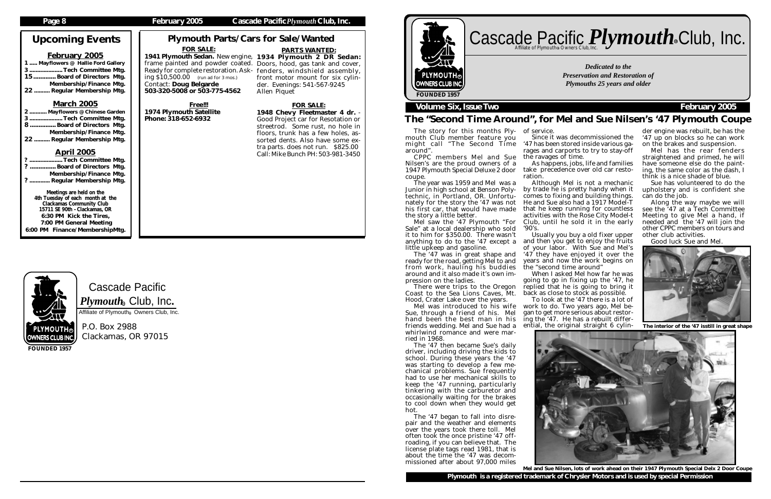## Upcoming Events

### February 2005

- 1 ..... Mayflowers @ Hallie Ford Gallery
- 3 .................... Tech Committee Mtg.
- 15 ............. Board of Directors Mtg. Membership/Finance Mtg.
- 22 .......... Regular Membership Mtg.

### March 2005

- 2 ........... Mayflowers @ Chinese Garden
- 3 .................... Tech Committee Mtg.
- 8 ............... Board of Directors Mtg. Membership/Finance Mtg.
- 22 .......... Regular Membership Mtg.

### April 2005

- ? .................... Tech Committee Mtg.
- ? ............... Board of Directors Mtg. Membership/Finance Mtg.
- ? ............ Regular Membership Mtg.

**Meetings are held on the 4th Tuesday of each month at the Clackamas Community Club 15711 SE 90th - Clackamas, OR**
**6:30 PM Kick the Tires,**
**7:00 PM General Meeting**
**6:00 PM Finance/MembershipMtg.**

## Plymouth Parts/Cars for Sale/Wanted

### FOR SALE:

**1941 Plymouth Sedan.** New engine, frame painted and powder coated. Ready for complete restoration. Asking $10,500.00 (run ad for 3 mos.)
Contact: **Doug Belgarde**
**503-320-5008 or 503-775-4562**

### Free!!!

**1974 Plymouth Satellite**
**Phone: 318-652-6932**

### PARTS WANTED:

**1934 Plymouth 2 DR Sedan:** Doors, hood, gas tank and cover, fenders, windshield assembly, front motor mount for six cylinder. Evenings: 541-567-9245
Allen Piquet

### FOR SALE:

**1948 Chevy Fleetmaster 4 dr.** - Good Project car for Resotation or streetrod. Some rust, no hole in floors, trunk has a few holes, assorted dents. Also have some extra parts. does not run. $825.00
Call: Mike Bunch PH: 503-981-3450

Cascade Pacific *Plymouth*® Club, Inc.
Affiliate of Plymouth® Owners Club, Inc.
P.O. Box 2988
Clackamas, OR 97015
FOUNDED 1957

# Cascade Pacific *Plymouth*® Club, Inc.

Affiliate of Plymouth® Owners Club, Inc.

FOUNDED 1957

*Dedicated to the Preservation and Restoration of Plymouths 25 years and older*

**Volume Six, Issue Two** **February 2005**

## The "Second Time Around", for Mel and Sue Nilsen's '47 Plymouth Coupe

The story for this months Plymouth Club member feature you might call "The Second Time around".

CPPC members Mel and Sue Nilsen's are the proud owners of a 1947 Plymouth Special Deluxe 2 door coupe.

The year was 1959 and Mel was a Junior in high school at Benson Polytechnic, in Portland, OR. Unfortunately for the story the '47 was not his first car, that would have made the story a little better.

Mel saw the '47 Plymouth "For Sale" at a local dealership who sold it to him for $350.00. There wasn't anything to do to the '47 except a little upkeep and gasoline.

The '47 was in great shape and ready for the road, getting Mel to and from work, hauling his buddies around and it also made it's own impression on the ladies.

There were trips to the Oregon Coast to the Sea Lions Caves, Mt. Hood, Crater Lake over the years.

Mel was introduced to his wife Sue, through a friend of his. Mel hand been the best man in his friends wedding. Mel and Sue had a whirlwind romance and were married in 1968.

The '47 then became Sue's daily driver, including driving the kids to school. During these years the '47 was starting to develop a few mechanical problems. Sue frequently had to use her mechanical skills to keep the '47 running, particularly tinkering with the carburetor and occasionally waiting for the brakes to cool down when they would get hot.

The '47 began to fall into disrepair and the weather and elements over the years took there toll. Mel often took the once pristine '47 off-roading, if you can believe that. The license plate tags read 1981, that is about the time the '47 was decommissioned after about 97,000 miles of service.

Since it was decommissioned the '47 has been stored inside various garages and carports to try to stay-off the ravages of time.

As happens, jobs, life and families take precedence over old car restoration.

Although Mel is not a mechanic by trade he is pretty handy when it comes to fixing and building things. He and Sue also had a 1917 Model-T that he keep running for countless activities with the Rose City Model-t Club, until he sold it in the early '90's.

Usually you buy a old fixer upper and then you get to enjoy the fruits of your labor. With Sue and Mel's '47 they have enjoyed it over the years and now the work begins on the "second time around"

When I asked Mel how far he was going to go in fixing up the '47, he replied that he is going to bring it back as close to stock as possible.

To look at the '47 there is a lot of work to do. Two years ago, Mel began to get more serious about restoring the '47. He has a rebuilt differential, the original straight 6 cylinder engine was rebuilt, be has the '47 up on blocks so he can work on the brakes and suspension.

Mel has the rear fenders straightened and primed, he will have someone else do the painting, the same color as the dash, I think is a nice shade of blue.

Sue has volunteered to do the upholstery and is confident she can do the job.

Along the way maybe we will see the '47 at a Tech Committee Meeting to give Mel a hand, if needed and the '47 will join the other CPPC members on tours and other club activities.

Good luck Sue and Mel.

**The interior of the '47 isstill in great shape**

**Mel and Sue Nilsen, lots of work ahead on their 1947 Plymouth Special Delx 2 Door Coupe**

**Plymouth is a registered trademark of Chrysler Motors and is used by special Permission**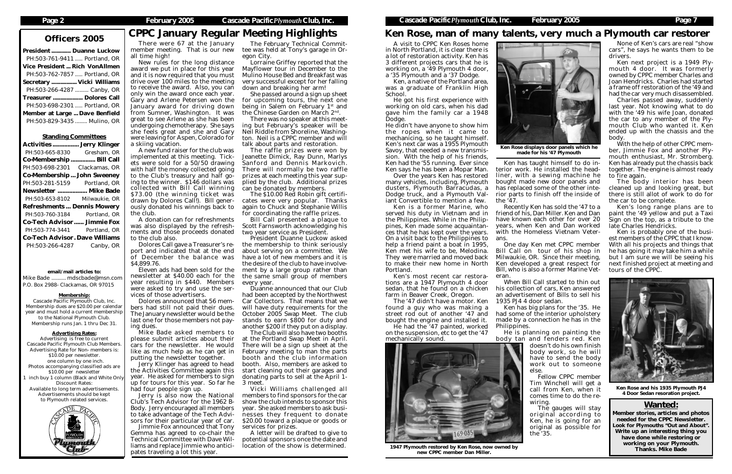## Officers 2005

**President ............ Duanne Luckow**
PH:503-761-9411 ..... Portland, OR
**Vice President ... Rich VonAllmen**
PH:503-762-7857 ..... Portland, OR
**Secretary ................ Vicki Williams**
PH:503-266-4287 ......... Canby, OR
**Treasurer .................. Dolores Call**
PH:503-698-2301 ..... Portland, OR
**Member at Large ... Dave Benfield**
PH:503-829-3435 ........ Mulino, OR

### Standing Committees

**Activities ................ Jerry Klinger**
PH:503-665-8330 Gresham, OR
**Co-Membership ............... Bill Call**
PH:503-698-2301 Clackamas, OR
**Co-Membership ... John Sweeney**
PH:503-281-5159 Portland, OR
**Newsletter ................. Mike Bade**
PH:503-653-8102 Milwaukie, OR
**Refreshments ... Dennis Mowery**
PH:503-760-3184 Portland, OR
**Co-Tech Advisor ...... Jimmie Fox**
PH:503-774-3441 Portland, OR
**Co-Tech Advisor . Dave Williams**
PH:503-266-4287 Canby, OR

**email/mail articles to:**
Mike Bade .......... mdscbade@msn.com
P.O. Box 2988- Clackamas, OR 97015

**Membership:**
Cascade Pacific Plymouth Club, Inc. Membership dues are $20.00 per calendar year and must hold a current membership to the National Plymouth Club. Membership runs Jan. 1 thru Dec 31.

**Advertising Rates:**
Advertising is free to current Cascade Pacific Plymouth Club Members. Advertising Rate for Non- members is: $10.00 per newsletter. one column by one inch. Photos accompanying classified ads are $10.00 per newsletter
1 inch buy 1 column (Black and White Only) Discount Rates:
Available to long term advertisements. Advertisements should be kept to Plymouth related services.

# CPPC January Regular Meeting Highlights

There were 67 at the January member meeting. That is our new all time high!

New rules for the long distance award we put in place for this year and it is now required that you must drive over 100 miles to the meeting to receive the award. Also, you can only win the award once each year. Gary and Arlene Petersen won the January award for driving down from Sumner, Washington. It was great to see Arlene as she has been undergoing chemotherapy. She says she feels great and she and Gary were leaving for Aspen, Colorado for a skiing vacation.

A new fund raiser for the club was implemented at this meeting. Tickets were sold for a 50/50 drawing with half the money collected going to the Club's treasury and half going to the winner. $146 dollars was collected with Bill Call winning $73.00 (the winning ticket was drawn by Dolores Call!). Bill generously donated his winnings back to the club.

A donation can for refreshments was also displayed by the refreshments and those proceeds donated to the club also.

Dolores Call gave a Treasurer's report and indicated that at the end of December the balance was $4,899.76.

Eleven ads had been sold for the newsletter at $40.00 each for the year resulting in $440. Members were asked to try and use the services of those advertisers.

Dolores announced that 56 members had still not paid their dues. The January newsletter would be the last one for those members not paying dues.

Mike Bade asked members to please submit articles about their cars for the newsletter. He would like as much help as he can get in putting the newsletter together.

Jerry Klinger has agreed to head the Activities Committee again this year. He asked for members to sign up for tours for this year. So far he had four people sign up.

Jerry is also now the National Club's Tech Advisor for the 1962 B-Body. Jerry encouraged all members to take advantage of the Tech Advisors for their particular year of car.

Jimmie Fox announced that Tony Gemma has agreed to co-chair the Technical Committee with Dave Williams and replace Jimmie who anticipates traveling a lot this year.

The February Technical Committee was held at Tony's garage in Oregon City.

Lorraine Griffey reported that the Mayflower tour in December to the Mulino House Bed and Breakfast was very successful except for her falling down and breaking her arm!

She passed around a sign up sheet for upcoming tours, the next one being in Salem on February 1st and the Chinese Garden on March 2nd.

There was no speaker at this meeting but February's speaker will be Neil Riddle from Shoreline, Washington. Neil is a CPPC member and will talk about parts and restoration.

The raffle prizes were won by Jeanette Dimick, Ray Dunn, Marlys Sanford and Dennis Markovich. There will normally be two raffle prizes at each meeting this year supplied by the club. Additional prizes can be donated by members.

The $10.00 Red Robin gift certificates were very popular. Thanks again to Chuck and Stephanie Willis for coordinating the raffle prizes.

Bill Call presented a plaque to Scott Farnsworth acknowledging his two year service as President.

President Duanne Luckow asked the membership to think seriously about serving on a committee. We have a lot of new members and it is the desire of the club to have involvement by a large group rather than the same small group of members every year.

Duanne announced that our Club had been accepted by the Northwest Car Collectors. That means that we will have duty requirements for the October 2005 Swap Meet. The club stands to earn $800 for duty and another $200 if they put on a display.

The Club will also have two booths at the Portland Swap Meet in April. There will be a sign up sheet at the February meeting to man the parts booth and the club information booth. Also, members are asked to start cleaning out their garages and donating parts to sell at the April 1-3 meet.

Vicki Williams challenged all members to find sponsors for the car show the club intends to sponsor this year. She asked members to ask businesses they frequent to donate $20.00 toward a plaque or goods or services for prizes.

A letter will be drafted to give to potential sponsors once the date and location of the show is determined.

# Ken Rose, man of many talents, very much a Plymouth car restorer

A visit to CPPC Ken Roses home in North Portland, it is clear there is a lot of restoration activity. Ken has 3 different projects cars that he is working on, a '49 Plymouth 4 door, a '35 Plymouth and a '37 Dodge.

Ken, a native of the Portland area, was a graduate of Franklin High School.

He got his first experience with working on old cars, when his dad gave him the family car a 1948 Dodge.
He didn't have anyone to show him the ropes when it came to mechanicing, so he taught himself. Ken's next car was a 1955 Plymouth Savoy, that needed a new transmission. With the help of his friends, Ken had the '55 running. Ever since Ken says he has been a Mopar Man.

Over the years Ken has restored many vehicles, including, Plymouth dusters, Plymouth Barracudas, a Dodge truck, and a Plymouth Valiant Convertible to mention a few.

Ken is a former Marine, who served his duty in Vietnam and in the Philippines. While in the Philippines, Ken made some acquaintances that he has kept over the years. On a visit back to the Philippines to help a friend paint a boat in 1995, Ken met his wife to be, Melodina. They were married and moved back to make their new home in North Portland.

Ken's most recent car restorations are a 1947 Plymouth 4 door sedan, that he found on a chicken farm in Beaver Creek, Oregon.

The '47 didn't have a motor. Ken found a guy who was making a street rod out of another '47 and bought the engine and installed it.

He had the '47 painted, worked on the suspension, etc to get the '47 mechanically sound.

Ken Rose displays door panels which he made for his '47 Plymouth

Ken has taught himself to do interior work. He installed the headliner, with a sewing machine he bought made new door panels and has replaced some of the other interior parts to finish off the inside of the '47.

Recently Ken has sold the '47 to a friend of his, Dan Miller. Ken and Dan have known each other for over 20 years, when Ken and Dan worked with the Homeless Vietnam Veterans.

One day Ken met CPPC member Bill Call on tour of his shop in Milwaukie, OR. Since their meeting, Ken developed a great respect for Bill, who is also a former Marine Veteran.

When Bill Call started to thin out his collection of cars, Ken answered an advertisement of Bills to sell his 1935 PJ4 4 door sedan.

Ken has big plans for the '35. He had some of the interior upholstery made by a connection he has in the Philippines.

He is planning on painting the body tan and fenders red. Ken doesn't do his own finish body work, so he will have to send the body work out to someone else.

Fellow CPPC member Tim Winchell will get a call from Ken, when it comes time to do the rewiring.

The gauges will stay original according to Ken, he is going for an original as possible for the '35.

1947 Plymouth restored by Ken Rose, now owned by new CPPC member Dan Miller.

None of Ken's cars are real "show cars", he says he wants them to be drivers.

Ken next project is a 1949 Plymouth 4 door. It was formerly owned by CPPC member Charles and Joan Hendricks. Charles had started a frame off restoration of the '49 and had the car very much disassembled.

Charles passed away, suddenly last year. Not knowing what to do with the '49 his wife Joan, donated the car to any member of the Plymouth Club who wanted it. Ken ended up with the chassis and the body.

With the help of other CPPC member, Jimmie Fox and another Plymouth enthusiast, Mr. Stromberg, Ken has already put the chassis back together. The engine is almost ready to fire again.

The body interior has been cleaned up and looking great, but there is still alot of work to do for the car to be complete.

Ken's long range plans are to paint the '49 yellow and put a Taxi Sign on the top, as a tribute to the late Charles Hendricks.

Ken is probably one of the busiest members of the CPPC that I know. With all his projects and things that he has going it may take him a while but I am sure we will be seeing his next finished project at meeting and tours of the CPPC.

Ken Rose and his 1935 Plymouth PJ4 4 Door Sedan resoration project.

## Wanted:

**Member stories, articles and photos needed for the CPPC Newsletter. Look for Plymouths "Out and About". Write up an interesting thing you have done while restoring or working on your Plymouth. Thanks. Mike Bade**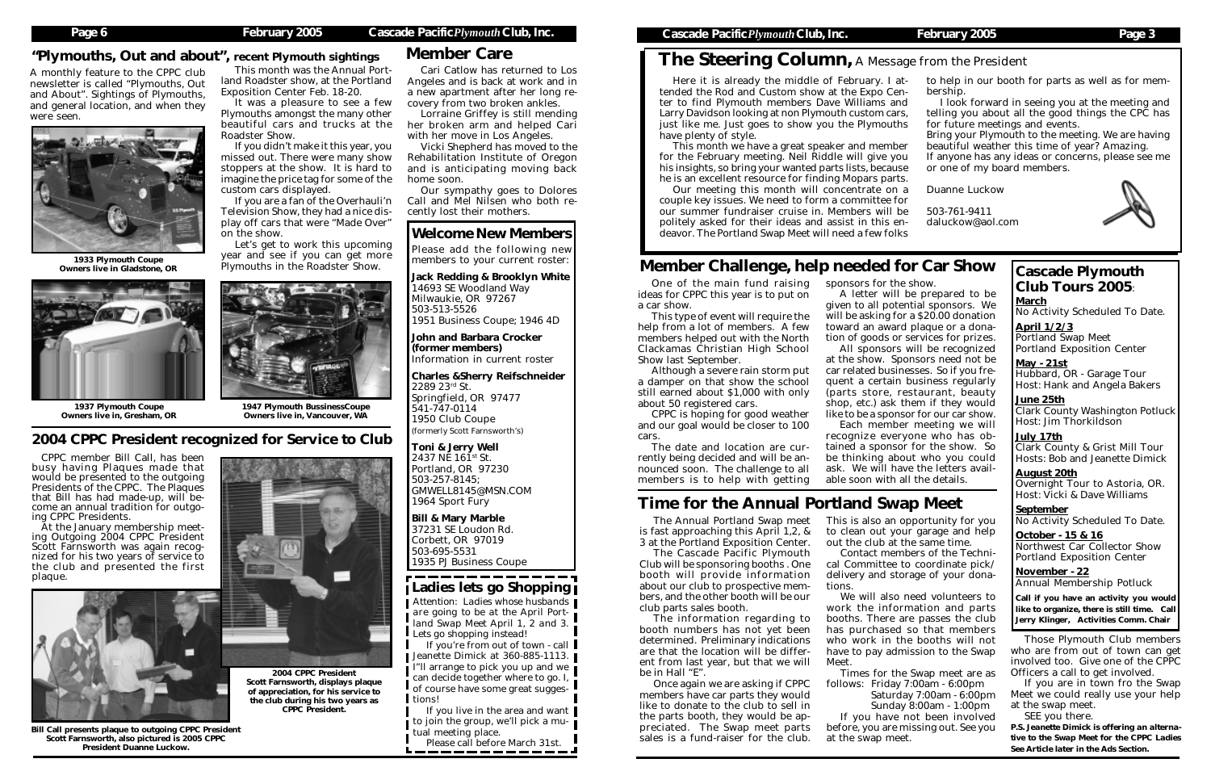## "Plymouths, Out and about", recent Plymouth sightings

A monthly feature to the CPPC club newsletter is called "Plymouths, Out and About". Sightings of Plymouths, and general location, and when they were seen.

**1933 Plymouth Coupe**
**Owners live in Gladstone, OR**

**1937 Plymouth Coupe**
**Owners live in, Gresham, OR**

**1947 Plymouth BussinessCoupe**
**Owners live in, Vancouver, WA**

This month was the Annual Portland Roadster show, at the Portland Exposition Center Feb. 18-20.

It was a pleasure to see a few Plymouths amongst the many other beautiful cars and trucks at the Roadster Show.

If you didn't make it this year, you missed out. There were many show stoppers at the show. It is hard to imagine the price tag for some of the custom cars displayed.

If you are a fan of the Overhauli'n Television Show, they had a nice display off cars that were "Made Over" on the show.

Let's get to work this upcoming year and see if you can get more Plymouths in the Roadster Show.

## 2004 CPPC President recognized for Service to Club

CPPC member Bill Call, has been busy having Plaques made that would be presented to the outgoing Presidents of the CPPC. The Plaques that Bill has had made-up, will become an annual tradition for outgoing CPPC Presidents.

At the January membership meeting Outgoing 2004 CPPC President Scott Farnsworth was again recognized for his two years of service to the club and presented the first plaque.

**2004 CPPC President Scott Farnsworth, displays plaque of appreciation, for his service to the club during his two years as CPPC President.**

**Bill Call presents plaque to outgoing CPPC President Scott Farnsworth, also pictured is 2005 CPPC President Duanne Luckow.**

## Member Care

Cari Catlow has returned to Los Angeles and is back at work and in a new apartment after her long recovery from two broken ankles.

Lorraine Griffey is still mending her broken arm and helped Cari with her move in Los Angeles.

Vicki Shepherd has moved to the Rehabilitation Institute of Oregon and is anticipating moving back home soon.

Our sympathy goes to Dolores Call and Mel Nilsen who both recently lost their mothers.

## Welcome New Members

Please add the following new members to your current roster:

**Jack Redding & Brooklyn White**
14693 SE Woodland Way
Milwaukie, OR 97267
503-513-5526
1951 Business Coupe; 1946 4D

**John and Barbara Crocker (former members)**
Information in current roster

**Charles &Sherry Reifschneider**
2289 23rd St.
Springfield, OR 97477
541-747-0114
1950 Club Coupe
(formerly Scott Farnsworth's)

**Toni & Jerry Well**
2437 NE 161st St.
Portland, OR 97230
503-257-8145;
GMWELL8145@MSN.COM
1964 Sport Fury

**Bill & Mary Marble**
37231 SE Loudon Rd.
Corbett, OR 97019
503-695-5531
1935 PJ Business Coupe

## Ladies lets go Shopping

Attention: Ladies whose husbands are going to be at the April Portland Swap Meet April 1, 2 and 3. Lets go shopping instead!

If you're from out of town - call Jeanette Dimick at 360-885-1113. I"ll arrange to pick you up and we can decide together where to go. I, of course have some great suggestions!

If you live in the area and want to join the group, we'll pick a mutual meeting place.

Please call before March 31st.

# The Steering Column, A Message from the President

Here it is already the middle of February. I attended the Rod and Custom show at the Expo Center to find Plymouth members Dave Williams and Larry Davidson looking at non Plymouth custom cars, just like me. Just goes to show you the Plymouths have plenty of style.

This month we have a great speaker and member for the February meeting. Neil Riddle will give you his insights, so bring your wanted parts lists, because he is an excellent resource for finding Mopars parts.

Our meeting this month will concentrate on a couple key issues. We need to form a committee for our summer fundraiser cruise in. Members will be politely asked for their ideas and assist in this endeavor. The Portland Swap Meet will need a few folks to help in our booth for parts as well as for membership.

I look forward in seeing you at the meeting and telling you about all the good things the CPC has for future meetings and events.

Bring your Plymouth to the meeting. We are having beautiful weather this time of year? Amazing.

If anyone has any ideas or concerns, please see me or one of my board members.

Duanne Luckow

503-761-9411
daluckow@aol.com

## Member Challenge, help needed for Car Show

One of the main fund raising ideas for CPPC this year is to put on a car show.

This type of event will require the help from a lot of members. A few members helped out with the North Clackamas Christian High School Show last September.

Although a severe rain storm put a damper on that show the school still earned about $1,000 with only about 50 registered cars.

CPPC is hoping for good weather and our goal would be closer to 100 cars.

The date and location are currently being decided and will be announced soon. The challenge to all members is to help with getting sponsors for the show.

A letter will be prepared to be given to all potential sponsors. We will be asking for a $20.00 donation toward an award plaque or a donation of goods or services for prizes.

All sponsors will be recognized at the show. Sponsors need not be car related businesses. So if you frequent a certain business regularly (parts store, restaurant, beauty shop, etc.) ask them if they would like to be a sponsor for our car show.

Each member meeting we will recognize everyone who has obtained a sponsor for the show. So be thinking about who you could ask. We will have the letters available soon with all the details.

## Cascade Plymouth Club Tours 2005:

**March**
No Activity Scheduled To Date.

**April 1/2/3**
Portland Swap Meet
Portland Exposition Center

**May - 21st**
Hubbard, OR - Garage Tour
Host: Hank and Angela Bakers

**June 25th**
Clark County Washington Potluck
Host: Jim Thorkildson

**July 17th**
Clark County & Grist Mill Tour
Hosts: Bob and Jeanette Dimick

**August 20th**
Overnight Tour to Astoria, OR.
Host: Vicki & Dave Williams

**September**
No Activity Scheduled To Date.

**October - 15 & 16**
Northwest Car Collector Show
Portland Exposition Center

**November - 22**
Annual Membership Potluck

**Call if you have an activity you would like to organize, there is still time. Call Jerry Klinger, Activities Comm. Chair**

## Time for the Annual Portland Swap Meet

The Annual Portland Swap meet is fast approaching this April 1,2, & 3 at the Portland Exposition Center.

The Cascade Pacific Plymouth Club will be sponsoring booths . One booth will provide information about our club to prospective members, and the other booth will be our club parts sales booth.

The information regarding to booth numbers has not yet been determined. Preliminary indications are that the location will be different from last year, but that we will be in Hall "E".

Once again we are asking if CPPC members have car parts they would like to donate to the club to sell in the parts booth, they would be appreciated. The Swap meet parts sales is a fund-raiser for the club.

This is also an opportunity for you to clean out your garage and help out the club at the same time.

Contact members of the Technical Committee to coordinate pick/delivery and storage of your donations.

We will also need volunteers to work the information and parts booths. There are passes the club has purchased so that members who work in the booths will not have to pay admission to the Swap Meet.

Times for the Swap meet are as follows:
Friday 7:00am - 6:00pm
Saturday 7:00am - 6:00pm
Sunday 8:00am - 1:00pm

If you have not been involved before, you are missing out. See you at the swap meet.

Those Plymouth Club members who are from out of town can get involved too. Give one of the CPPC Officers a call to get involved.

If you are in town fro the Swap Meet we could really use your help at the swap meet.

SEE you there.

**P.S. Jeanette Dimick is offering an alternative to the Swap Meet for the CPPC Ladies See Article later in the Ads Section.**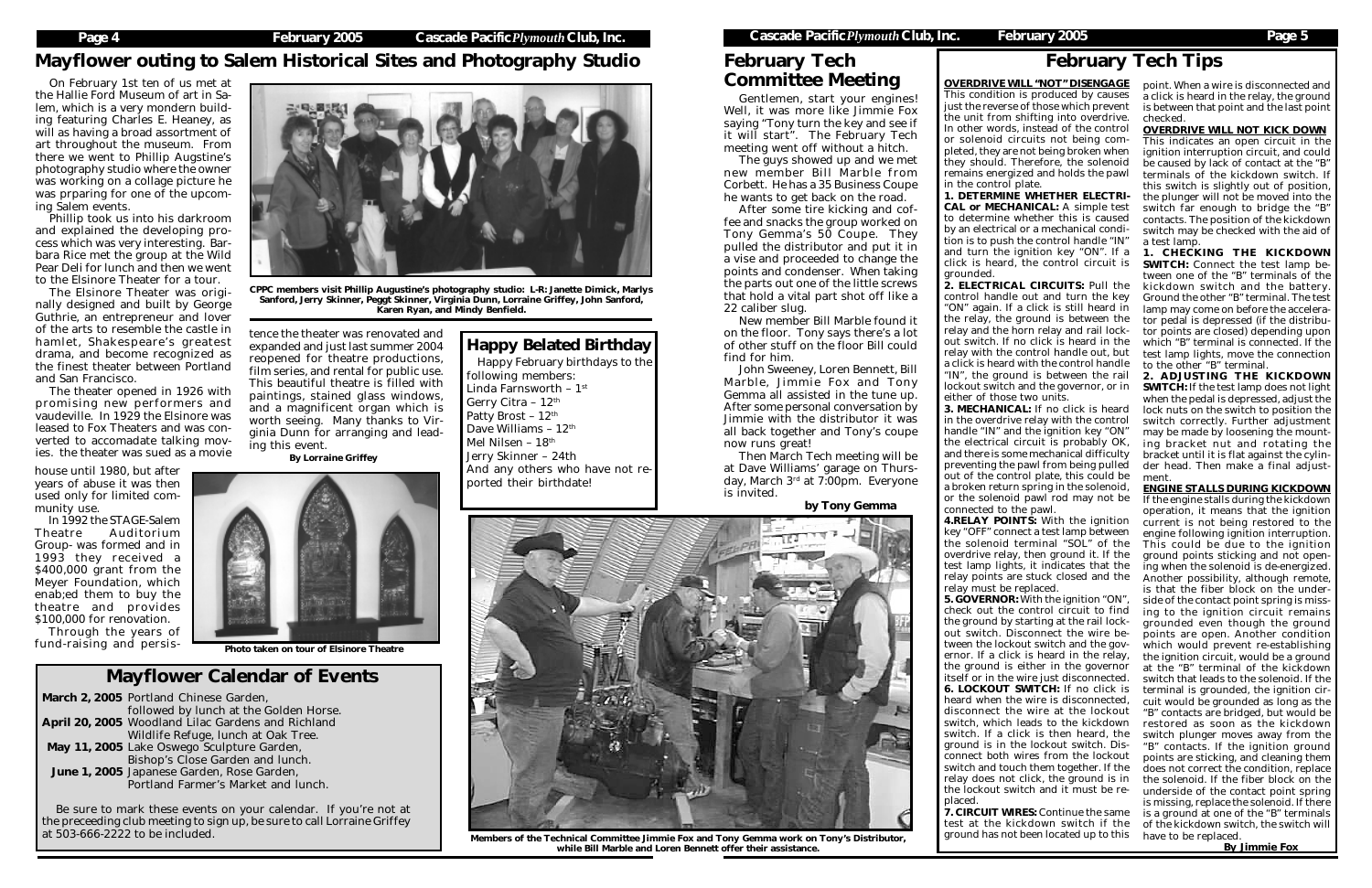## Mayflower outing to Salem Historical Sites and Photography Studio

On February 1st ten of us met at the Hallie Ford Museum of art in Salem, which is a very mondern building featuring Charles E. Heaney, as will as having a broad assortment of art throughout the museum. From there we went to Phillip Augstine's photography studio where the owner was working on a collage picture he was prparing for one of the upcoming Salem events.

Phillip took us into his darkroom and explained the developing process which was very interesting. Barbara Rice met the group at the Wild Pear Deli for lunch and then we went to the Elsinore Theater for a tour.

The Elsinore Theater was originally designed and built by George Guthrie, an entrepreneur and lover of the arts to resemble the castle in hamlet, Shakespeare's greatest drama, and become recognized as the finest theater between Portland and San Francisco.

The theater opened in 1926 with promising new performers and vaudeville. In 1929 the Elsinore was leased to Fox Theaters and was converted to accomadate talking movies. the theater was sued as a movie house until 1980, but after years of abuse it was then used only for limited community use.

In 1992 the STAGE-Salem Theatre Auditorium Group- was formed and in 1993 they received a $400,000 grant from the Meyer Foundation, which enab;ed them to buy the theatre and provides $100,000 for renovation.

Through the years of fund-raising and persistence the theater was renovated and expanded and just last summer 2004 reopened for theatre productions, film series, and rental for public use. This beautiful theatre is filled with paintings, stained glass windows, and a magnificent organ which is worth seeing. Many thanks to Virginia Dunn for arranging and leading this event.

**By Lorraine Griffey**

**CPPC members visit Phillip Augustine's photography studio: L-R: Janette Dimick, Marlys Sanford, Jerry Skinner, Peggt Skinner, Virginia Dunn, Lorraine Griffey, John Sanford, Karen Ryan, and Mindy Benfield.**

**Photo taken on tour of Elsinore Theatre**

## Happy Belated Birthday

Happy February birthdays to the following members:

Linda Farnsworth – 1st
Gerry Citra – 12th
Patty Brost – 12th
Dave Williams – 12th
Mel Nilsen – 18th
Jerry Skinner – 24th

And any others who have not reported their birthdate!

## Mayflower Calendar of Events

**March 2, 2005** Portland Chinese Garden, followed by lunch at the Golden Horse.
**April 20, 2005** Woodland Lilac Gardens and Richland Wildlife Refuge, lunch at Oak Tree.
**May 11, 2005** Lake Oswego Sculpture Garden, Bishop's Close Garden and lunch.
**June 1, 2005** Japanese Garden, Rose Garden, Portland Farmer's Market and lunch.

Be sure to mark these events on your calendar. If you're not at the preceeding club meeting to sign up, be sure to call Lorraine Griffey at 503-666-2222 to be included.

## February Tech Committee Meeting

Gentlemen, start your engines! Well, it was more like Jimmie Fox saying "Tony turn the key and see if it will start". The February Tech meeting went off without a hitch.

The guys showed up and we met new member Bill Marble from Corbett. He has a 35 Business Coupe he wants to get back on the road.

After some tire kicking and coffee and snacks the group worked on Tony Gemma's 50 Coupe. They pulled the distributor and put it in a vise and proceeded to change the points and condenser. When taking the parts out one of the little screws that hold a vital part shot off like a 22 caliber slug.

New member Bill Marble found it on the floor. Tony says there's a lot of other stuff on the floor Bill could find for him.

John Sweeney, Loren Bennett, Bill Marble, Jimmie Fox and Tony Gemma all assisted in the tune up. After some personal conversation by Jimmie with the distributor it was all back together and Tony's coupe now runs great!

Then March Tech meeting will be at Dave Williams' garage on Thursday, March 3rd at 7:00pm. Everyone is invited.

**by Tony Gemma**

**Members of the Technical Committee Jimmie Fox and Tony Gemma work on Tony's Distributor, while Bill Marble and Loren Bennett offer their assistance.**

## February Tech Tips

**OVERDRIVE WILL "NOT" DISENGAGE**

This condition is produced by causes just the reverse of those which prevent the unit from shifting into overdrive. In other words, instead of the control or solenoid circuits not being completed, they are not being broken when they should. Therefore, the solenoid remains energized and holds the pawl in the control plate.

**1. DETERMINE WHETHER ELECTRICAL or MECHANICAL:** A simple test to determine whether this is caused by an electrical or a mechanical condition is to push the control handle "IN" and turn the ignition key "ON". If a click is heard, the control circuit is grounded.

**2. ELECTRICAL CIRCUITS:** Pull the control handle out and turn the key "ON" again. If a click is still heard in the relay, the ground is between the relay and the horn relay and rail lockout switch. If no click is heard in the relay with the control handle out, but a click is heard with the control handle "IN", the ground is between the rail lockout switch and the governor, or in either of those two units.

**3. MECHANICAL:** If no click is heard in the overdrive relay with the control handle "IN" and the ignition key "ON" the electrical circuit is probably OK, and there is some mechanical difficulty preventing the pawl from being pulled out of the control plate, this could be a broken return spring in the solenoid, or the solenoid pawl rod may not be connected to the pawl.

**4.RELAY POINTS:** With the ignition key "OFF" connect a test lamp between the solenoid terminal "SOL" of the overdrive relay, then ground it. If the test lamp lights, it indicates that the relay points are stuck closed and the relay must be replaced.

**5. GOVERNOR:** With the ignition "ON", check out the control circuit to find the ground by starting at the rail lockout switch. Disconnect the wire between the lockout switch and the governor. If a click is heard in the relay, the ground is either in the governor itself or in the wire just disconnected.

**6. LOCKOUT SWITCH:** If no click is heard when the wire is disconnected, disconnect the wire at the lockout switch, which leads to the kickdown switch. If a click is then heard, the ground is in the lockout switch. Disconnect both wires from the lockout switch and touch them together. If the relay does not click, the ground is in the lockout switch and it must be replaced.

**7. CIRCUIT WIRES:** Continue the same test at the kickdown switch if the ground has not been located up to this point. When a wire is disconnected and a click is heard in the relay, the ground is between that point and the last point checked.

**OVERDRIVE WILL NOT KICK DOWN**

This indicates an open circuit in the ignition interruption circuit, and could be caused by lack of contact at the "B" terminals of the kickdown switch. If this switch is slightly out of position, the plunger will not be moved into the switch far enough to bridge the "B" contacts. The position of the kickdown switch may be checked with the aid of a test lamp.

**1. CHECKING THE KICKDOWN SWITCH:** Connect the test lamp between one of the "B" terminals of the kickdown switch and the battery. Ground the other "B" terminal. The test lamp may come on before the accelerator pedal is depressed (if the distributor points are closed) depending upon which "B" terminal is connected. If the test lamp lights, move the connection to the other "B" terminal.

**2. ADJUSTING THE KICKDOWN SWITCH:** If the test lamp does not light when the pedal is depressed, adjust the lock nuts on the switch to position the switch correctly. Further adjustment may be made by loosening the mounting bracket nut and rotating the bracket until it is flat against the cylinder head. Then make a final adjustment.

**ENGINE STALLS DURING KICKDOWN**

If the engine stalls during the kickdown operation, it means that the ignition current is not being restored to the engine following ignition interruption. This could be due to the ignition ground points sticking and not opening when the solenoid is de-energized. Another possibility, although remote, is that the fiber block on the underside of the contact point spring is missing to the ignition circuit remains grounded even though the ground points are open. Another condition which would prevent re-establishing the ignition circuit, would be a ground at the "B" terminal of the kickdown switch that leads to the solenoid. If the terminal is grounded, the ignition circuit would be grounded as long as the "B" contacts are bridged, but would be restored as soon as the kickdown switch plunger moves away from the "B" contacts. If the ignition ground points are sticking, and cleaning them does not correct the condition, replace the solenoid. If the fiber block on the underside of the contact point spring is missing, replace the solenoid. If there is a ground at one of the "B" terminals of the kickdown switch, the switch will have to be replaced.

**By Jimmie Fox**